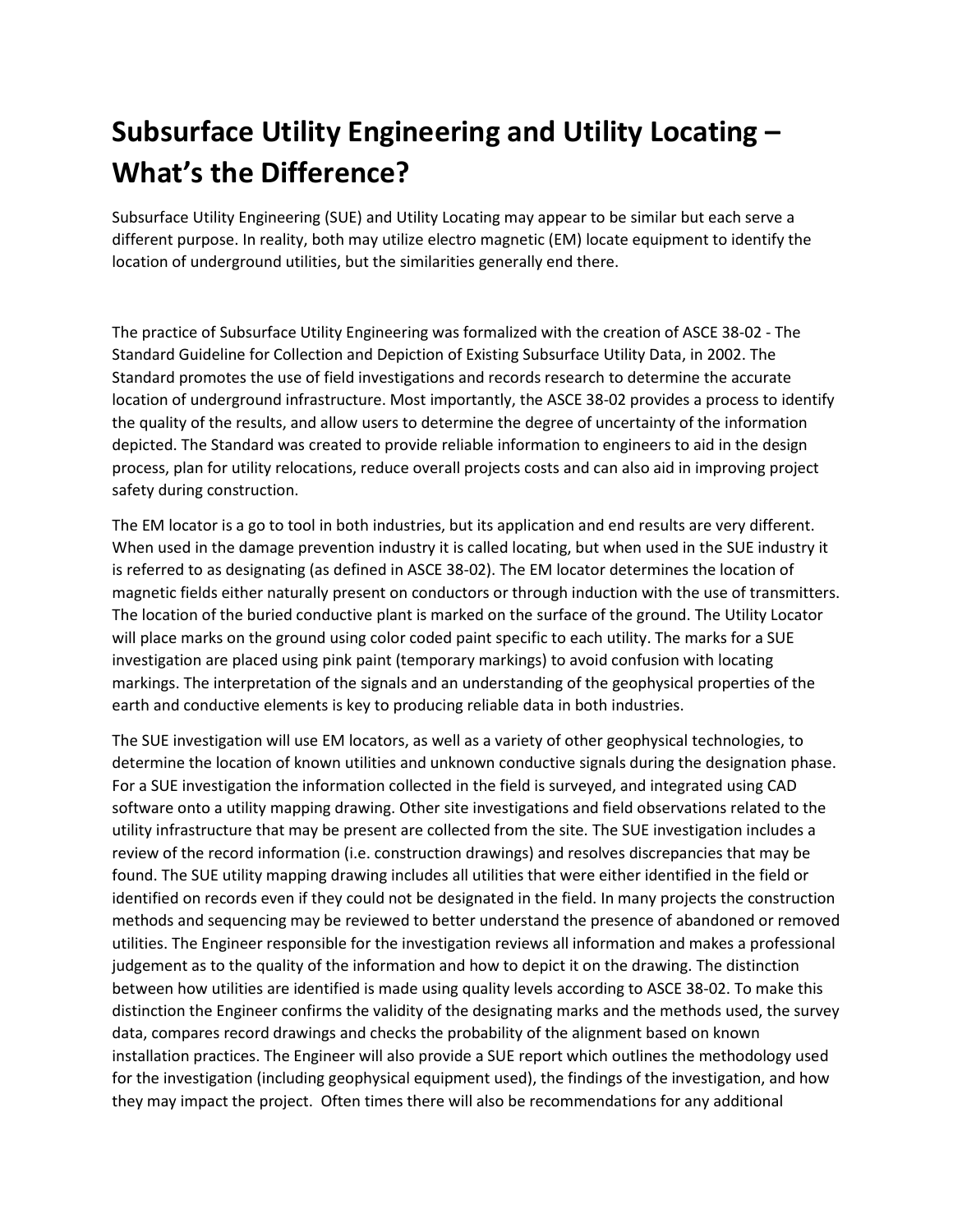# Subsurface Utility Engineering and Utility Locating – What's the Difference?

Subsurface Utility Engineering (SUE) and Utility Locating may appear to be similar but each serve a different purpose. In reality, both may utilize electro magnetic (EM) locate equipment to identify the location of underground utilities, but the similarities generally end there.

The practice of Subsurface Utility Engineering was formalized with the creation of ASCE 38-02 - The Standard Guideline for Collection and Depiction of Existing Subsurface Utility Data, in 2002. The Standard promotes the use of field investigations and records research to determine the accurate location of underground infrastructure. Most importantly, the ASCE 38-02 provides a process to identify the quality of the results, and allow users to determine the degree of uncertainty of the information depicted. The Standard was created to provide reliable information to engineers to aid in the design process, plan for utility relocations, reduce overall projects costs and can also aid in improving project safety during construction.

The EM locator is a go to tool in both industries, but its application and end results are very different. When used in the damage prevention industry it is called locating, but when used in the SUE industry it is referred to as designating (as defined in ASCE 38-02). The EM locator determines the location of magnetic fields either naturally present on conductors or through induction with the use of transmitters. The location of the buried conductive plant is marked on the surface of the ground. The Utility Locator will place marks on the ground using color coded paint specific to each utility. The marks for a SUE investigation are placed using pink paint (temporary markings) to avoid confusion with locating markings. The interpretation of the signals and an understanding of the geophysical properties of the earth and conductive elements is key to producing reliable data in both industries.

The SUE investigation will use EM locators, as well as a variety of other geophysical technologies, to determine the location of known utilities and unknown conductive signals during the designation phase. For a SUE investigation the information collected in the field is surveyed, and integrated using CAD software onto a utility mapping drawing. Other site investigations and field observations related to the utility infrastructure that may be present are collected from the site. The SUE investigation includes a review of the record information (i.e. construction drawings) and resolves discrepancies that may be found. The SUE utility mapping drawing includes all utilities that were either identified in the field or identified on records even if they could not be designated in the field. In many projects the construction methods and sequencing may be reviewed to better understand the presence of abandoned or removed utilities. The Engineer responsible for the investigation reviews all information and makes a professional judgement as to the quality of the information and how to depict it on the drawing. The distinction between how utilities are identified is made using quality levels according to ASCE 38-02. To make this distinction the Engineer confirms the validity of the designating marks and the methods used, the survey data, compares record drawings and checks the probability of the alignment based on known installation practices. The Engineer will also provide a SUE report which outlines the methodology used for the investigation (including geophysical equipment used), the findings of the investigation, and how they may impact the project. Often times there will also be recommendations for any additional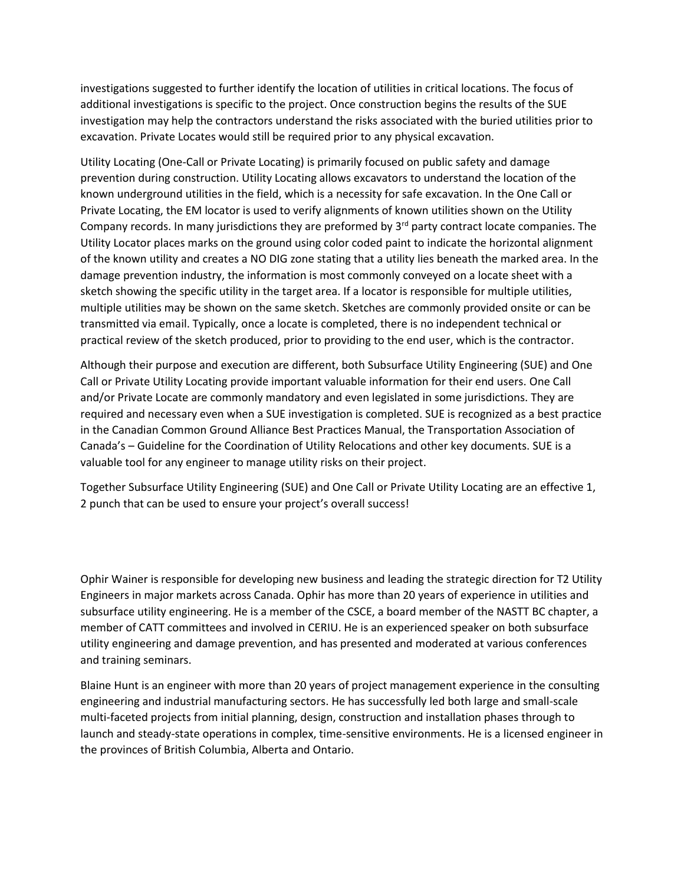investigations suggested to further identify the location of utilities in critical locations. The focus of additional investigations is specific to the project. Once construction begins the results of the SUE investigation may help the contractors understand the risks associated with the buried utilities prior to excavation. Private Locates would still be required prior to any physical excavation.

Utility Locating (One-Call or Private Locating) is primarily focused on public safety and damage prevention during construction. Utility Locating allows excavators to understand the location of the known underground utilities in the field, which is a necessity for safe excavation. In the One Call or Private Locating, the EM locator is used to verify alignments of known utilities shown on the Utility Company records. In many jurisdictions they are preformed by 3rd party contract locate companies. The Utility Locator places marks on the ground using color coded paint to indicate the horizontal alignment of the known utility and creates a NO DIG zone stating that a utility lies beneath the marked area. In the damage prevention industry, the information is most commonly conveyed on a locate sheet with a sketch showing the specific utility in the target area. If a locator is responsible for multiple utilities, multiple utilities may be shown on the same sketch. Sketches are commonly provided onsite or can be transmitted via email. Typically, once a locate is completed, there is no independent technical or practical review of the sketch produced, prior to providing to the end user, which is the contractor.

Although their purpose and execution are different, both Subsurface Utility Engineering (SUE) and One Call or Private Utility Locating provide important valuable information for their end users. One Call and/or Private Locate are commonly mandatory and even legislated in some jurisdictions. They are required and necessary even when a SUE investigation is completed. SUE is recognized as a best practice in the Canadian Common Ground Alliance Best Practices Manual, the Transportation Association of Canada's – Guideline for the Coordination of Utility Relocations and other key documents. SUE is a valuable tool for any engineer to manage utility risks on their project.

Together Subsurface Utility Engineering (SUE) and One Call or Private Utility Locating are an effective 1, 2 punch that can be used to ensure your project's overall success!

Ophir Wainer is responsible for developing new business and leading the strategic direction for T2 Utility Engineers in major markets across Canada. Ophir has more than 20 years of experience in utilities and subsurface utility engineering. He is a member of the CSCE, a board member of the NASTT BC chapter, a member of CATT committees and involved in CERIU. He is an experienced speaker on both subsurface utility engineering and damage prevention, and has presented and moderated at various conferences and training seminars.

Blaine Hunt is an engineer with more than 20 years of project management experience in the consulting engineering and industrial manufacturing sectors. He has successfully led both large and small-scale multi-faceted projects from initial planning, design, construction and installation phases through to launch and steady-state operations in complex, time-sensitive environments. He is a licensed engineer in the provinces of British Columbia, Alberta and Ontario.